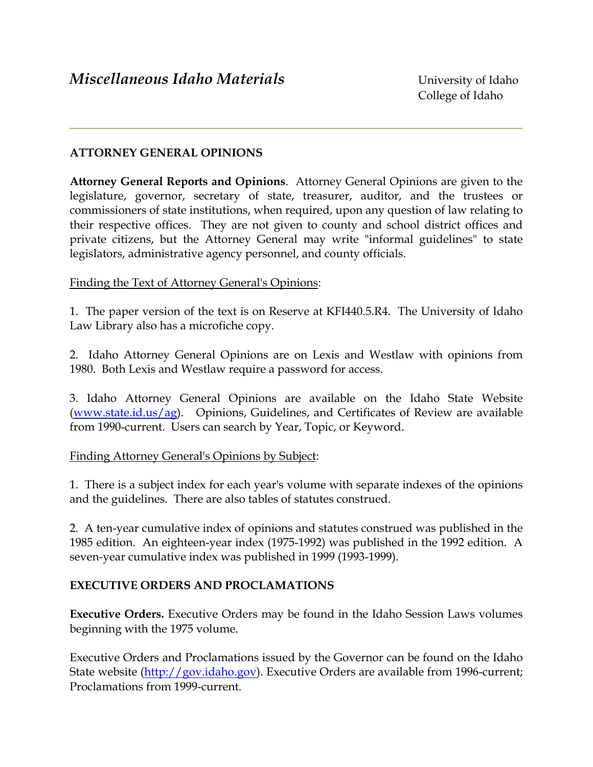# *Miscellaneous Idaho Materials*

University of Idaho
College of Idaho

## ATTORNEY GENERAL OPINIONS

**Attorney General Reports and Opinions**. Attorney General Opinions are given to the legislature, governor, secretary of state, treasurer, auditor, and the trustees or commissioners of state institutions, when required, upon any question of law relating to their respective offices. They are not given to county and school district offices and private citizens, but the Attorney General may write "informal guidelines" to state legislators, administrative agency personnel, and county officials.

<u>Finding the Text of Attorney General's Opinions</u>:

1. The paper version of the text is on Reserve at KFI440.5.R4. The University of Idaho Law Library also has a microfiche copy.

2. Idaho Attorney General Opinions are on Lexis and Westlaw with opinions from 1980. Both Lexis and Westlaw require a password for access.

3. Idaho Attorney General Opinions are available on the Idaho State Website ([www.state.id.us/ag](www.state.id.us/ag)). Opinions, Guidelines, and Certificates of Review are available from 1990-current. Users can search by Year, Topic, or Keyword.

<u>Finding Attorney General's Opinions by Subject</u>:

1. There is a subject index for each year's volume with separate indexes of the opinions and the guidelines. There are also tables of statutes construed.

2. A ten-year cumulative index of opinions and statutes construed was published in the 1985 edition. An eighteen-year index (1975-1992) was published in the 1992 edition. A seven-year cumulative index was published in 1999 (1993-1999).

## EXECUTIVE ORDERS AND PROCLAMATIONS

**Executive Orders.** Executive Orders may be found in the Idaho Session Laws volumes beginning with the 1975 volume.

Executive Orders and Proclamations issued by the Governor can be found on the Idaho State website ([http://gov.idaho.gov](http://gov.idaho.gov)). Executive Orders are available from 1996-current; Proclamations from 1999-current.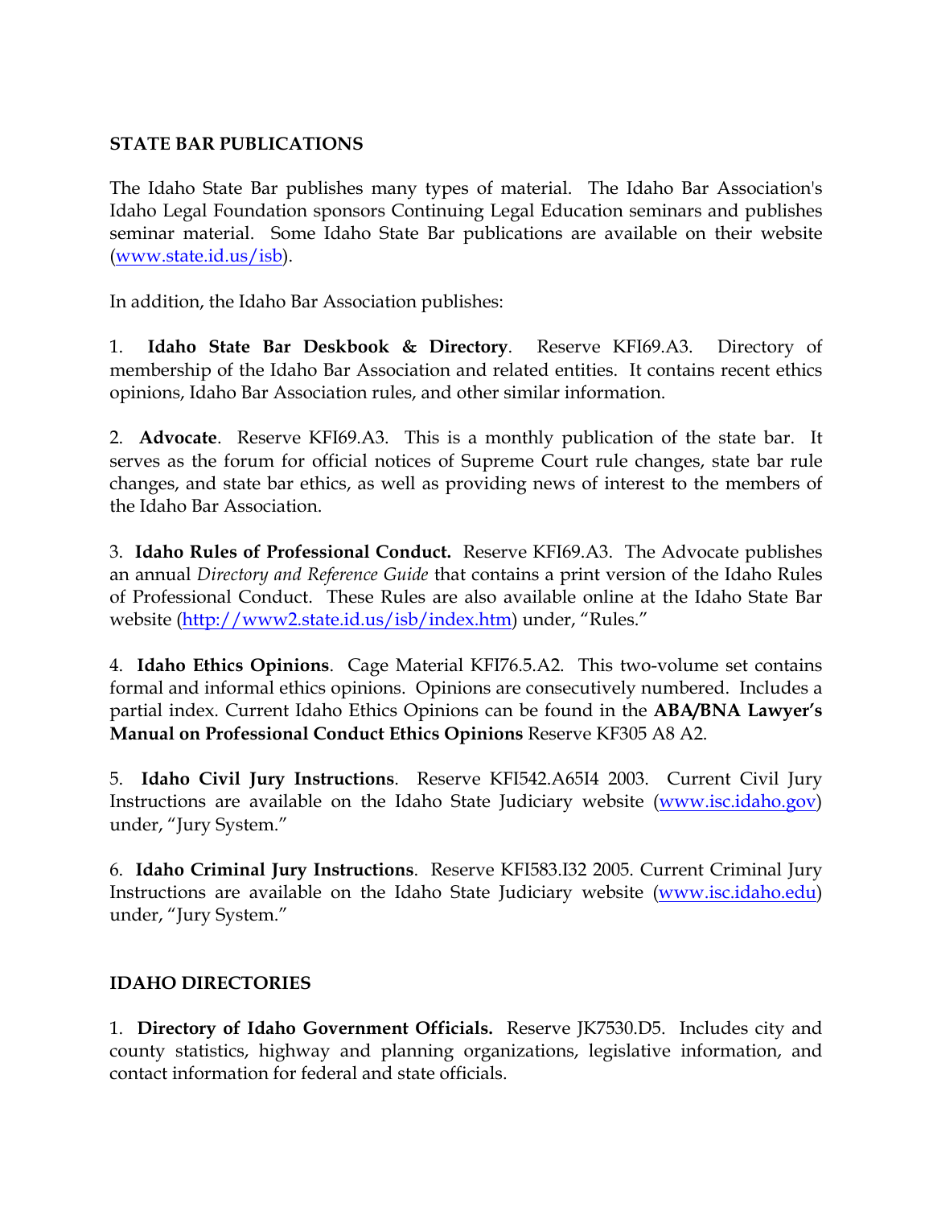## STATE BAR PUBLICATIONS

The Idaho State Bar publishes many types of material. The Idaho Bar Association's Idaho Legal Foundation sponsors Continuing Legal Education seminars and publishes seminar material. Some Idaho State Bar publications are available on their website (www.state.id.us/isb).

In addition, the Idaho Bar Association publishes:

1. **Idaho State Bar Deskbook & Directory**. Reserve KFI69.A3. Directory of membership of the Idaho Bar Association and related entities. It contains recent ethics opinions, Idaho Bar Association rules, and other similar information.

2. **Advocate**. Reserve KFI69.A3. This is a monthly publication of the state bar. It serves as the forum for official notices of Supreme Court rule changes, state bar rule changes, and state bar ethics, as well as providing news of interest to the members of the Idaho Bar Association.

3. **Idaho Rules of Professional Conduct.** Reserve KFI69.A3. The Advocate publishes an annual *Directory and Reference Guide* that contains a print version of the Idaho Rules of Professional Conduct. These Rules are also available online at the Idaho State Bar website (http://www2.state.id.us/isb/index.htm) under, "Rules."

4. **Idaho Ethics Opinions**. Cage Material KFI76.5.A2. This two-volume set contains formal and informal ethics opinions. Opinions are consecutively numbered. Includes a partial index. Current Idaho Ethics Opinions can be found in the **ABA/BNA Lawyer's Manual on Professional Conduct Ethics Opinions** Reserve KF305 A8 A2.

5. **Idaho Civil Jury Instructions**. Reserve KFI542.A65I4 2003. Current Civil Jury Instructions are available on the Idaho State Judiciary website (www.isc.idaho.gov) under, "Jury System."

6. **Idaho Criminal Jury Instructions**. Reserve KFI583.I32 2005. Current Criminal Jury Instructions are available on the Idaho State Judiciary website (www.isc.idaho.edu) under, "Jury System."

## IDAHO DIRECTORIES

1. **Directory of Idaho Government Officials.** Reserve JK7530.D5. Includes city and county statistics, highway and planning organizations, legislative information, and contact information for federal and state officials.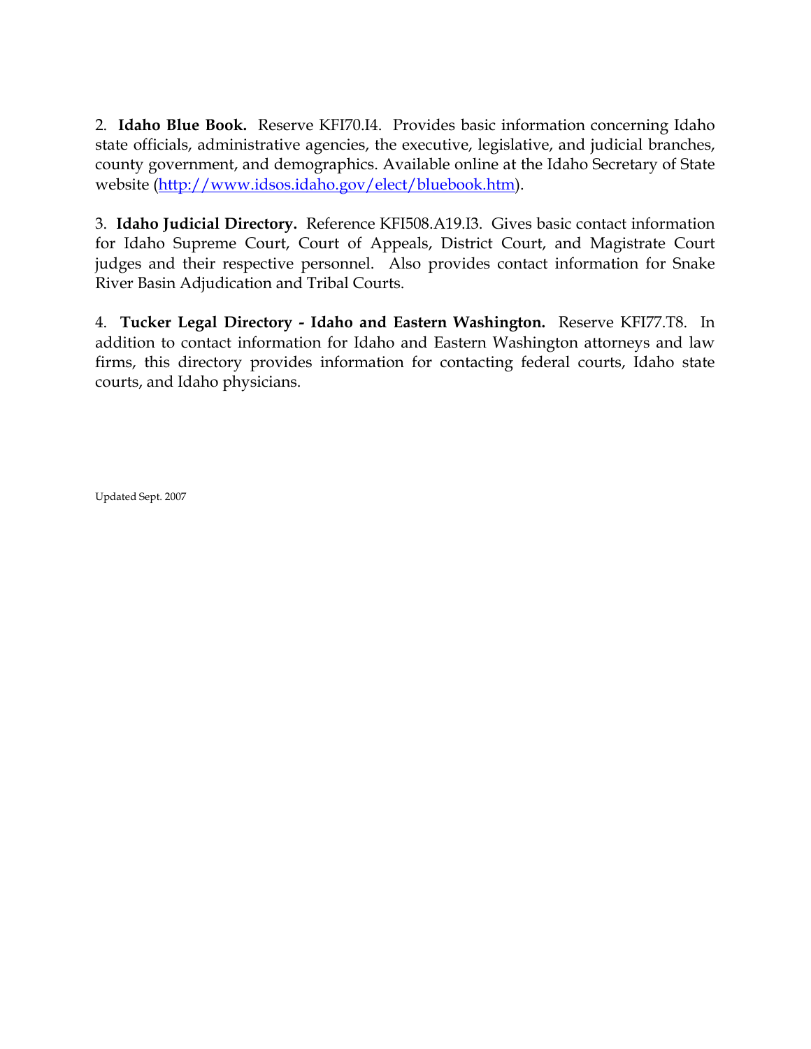2. **Idaho Blue Book.** Reserve KFI70.I4. Provides basic information concerning Idaho state officials, administrative agencies, the executive, legislative, and judicial branches, county government, and demographics. Available online at the Idaho Secretary of State website (http://www.idsos.idaho.gov/elect/bluebook.htm).

3. **Idaho Judicial Directory.** Reference KFI508.A19.I3. Gives basic contact information for Idaho Supreme Court, Court of Appeals, District Court, and Magistrate Court judges and their respective personnel. Also provides contact information for Snake River Basin Adjudication and Tribal Courts.

4. **Tucker Legal Directory - Idaho and Eastern Washington.** Reserve KFI77.T8. In addition to contact information for Idaho and Eastern Washington attorneys and law firms, this directory provides information for contacting federal courts, Idaho state courts, and Idaho physicians.

Updated Sept. 2007